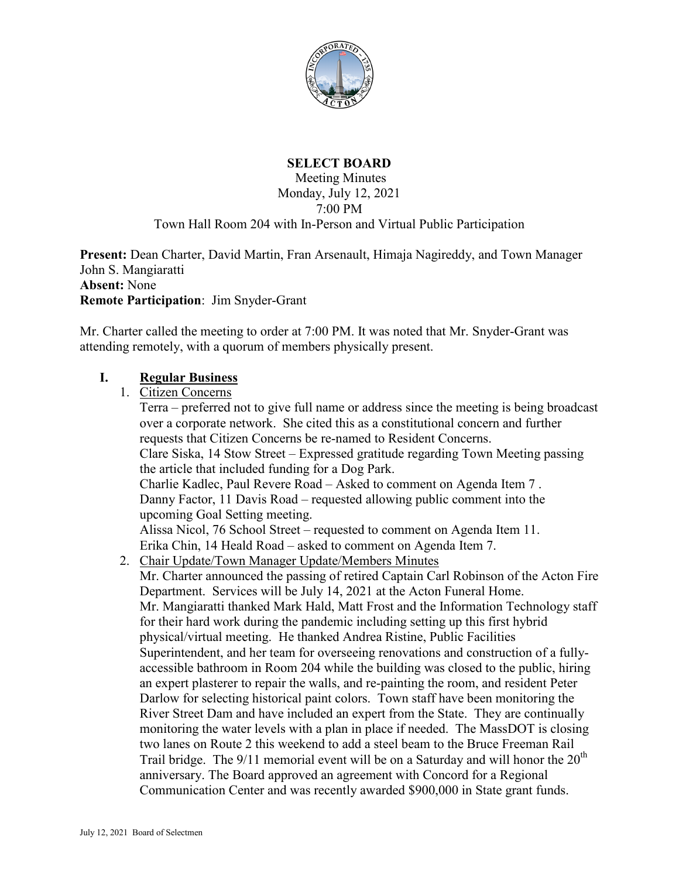# SELECT BOARD

Meeting Minutes
Monday, July 12, 2021
7:00 PM
Town Hall Room 204 with In-Person and Virtual Public Participation

**Present:** Dean Charter, David Martin, Fran Arsenault, Himaja Nagireddy, and Town Manager John S. Mangiaratti
**Absent:** None
**Remote Participation**: Jim Snyder-Grant

Mr. Charter called the meeting to order at 7:00 PM. It was noted that Mr. Snyder-Grant was attending remotely, with a quorum of members physically present.

## I. Regular Business

1. Citizen Concerns

   Terra – preferred not to give full name or address since the meeting is being broadcast over a corporate network. She cited this as a constitutional concern and further requests that Citizen Concerns be re-named to Resident Concerns.
   Clare Siska, 14 Stow Street – Expressed gratitude regarding Town Meeting passing the article that included funding for a Dog Park.
   Charlie Kadlec, Paul Revere Road – Asked to comment on Agenda Item 7 .
   Danny Factor, 11 Davis Road – requested allowing public comment into the upcoming Goal Setting meeting.
   Alissa Nicol, 76 School Street – requested to comment on Agenda Item 11.
   Erika Chin, 14 Heald Road – asked to comment on Agenda Item 7.

2. Chair Update/Town Manager Update/Members Minutes

   Mr. Charter announced the passing of retired Captain Carl Robinson of the Acton Fire Department. Services will be July 14, 2021 at the Acton Funeral Home.
   Mr. Mangiaratti thanked Mark Hald, Matt Frost and the Information Technology staff for their hard work during the pandemic including setting up this first hybrid physical/virtual meeting. He thanked Andrea Ristine, Public Facilities Superintendent, and her team for overseeing renovations and construction of a fully-accessible bathroom in Room 204 while the building was closed to the public, hiring an expert plasterer to repair the walls, and re-painting the room, and resident Peter Darlow for selecting historical paint colors. Town staff have been monitoring the River Street Dam and have included an expert from the State. They are continually monitoring the water levels with a plan in place if needed. The MassDOT is closing two lanes on Route 2 this weekend to add a steel beam to the Bruce Freeman Rail Trail bridge. The 9/11 memorial event will be on a Saturday and will honor the 20th anniversary. The Board approved an agreement with Concord for a Regional Communication Center and was recently awarded $900,000 in State grant funds.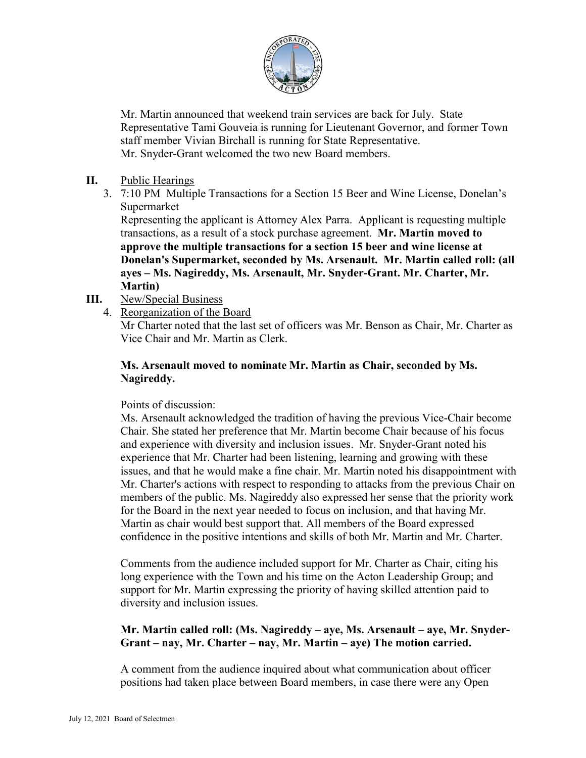Mr. Martin announced that weekend train services are back for July. State Representative Tami Gouveia is running for Lieutenant Governor, and former Town staff member Vivian Birchall is running for State Representative.
Mr. Snyder-Grant welcomed the two new Board members.

**II.** Public Hearings

3. 7:10 PM Multiple Transactions for a Section 15 Beer and Wine License, Donelan's Supermarket
Representing the applicant is Attorney Alex Parra. Applicant is requesting multiple transactions, as a result of a stock purchase agreement. **Mr. Martin moved to approve the multiple transactions for a section 15 beer and wine license at Donelan's Supermarket, seconded by Ms. Arsenault. Mr. Martin called roll: (all ayes – Ms. Nagireddy, Ms. Arsenault, Mr. Snyder-Grant. Mr. Charter, Mr. Martin)**

**III.** New/Special Business

4. Reorganization of the Board
Mr Charter noted that the last set of officers was Mr. Benson as Chair, Mr. Charter as Vice Chair and Mr. Martin as Clerk.

**Ms. Arsenault moved to nominate Mr. Martin as Chair, seconded by Ms. Nagireddy.**

Points of discussion:
Ms. Arsenault acknowledged the tradition of having the previous Vice-Chair become Chair. She stated her preference that Mr. Martin become Chair because of his focus and experience with diversity and inclusion issues. Mr. Snyder-Grant noted his experience that Mr. Charter had been listening, learning and growing with these issues, and that he would make a fine chair. Mr. Martin noted his disappointment with Mr. Charter's actions with respect to responding to attacks from the previous Chair on members of the public. Ms. Nagireddy also expressed her sense that the priority work for the Board in the next year needed to focus on inclusion, and that having Mr. Martin as chair would best support that. All members of the Board expressed confidence in the positive intentions and skills of both Mr. Martin and Mr. Charter.

Comments from the audience included support for Mr. Charter as Chair, citing his long experience with the Town and his time on the Acton Leadership Group; and support for Mr. Martin expressing the priority of having skilled attention paid to diversity and inclusion issues.

**Mr. Martin called roll: (Ms. Nagireddy – aye, Ms. Arsenault – aye, Mr. Snyder-Grant – nay, Mr. Charter – nay, Mr. Martin – aye) The motion carried.**

A comment from the audience inquired about what communication about officer positions had taken place between Board members, in case there were any Open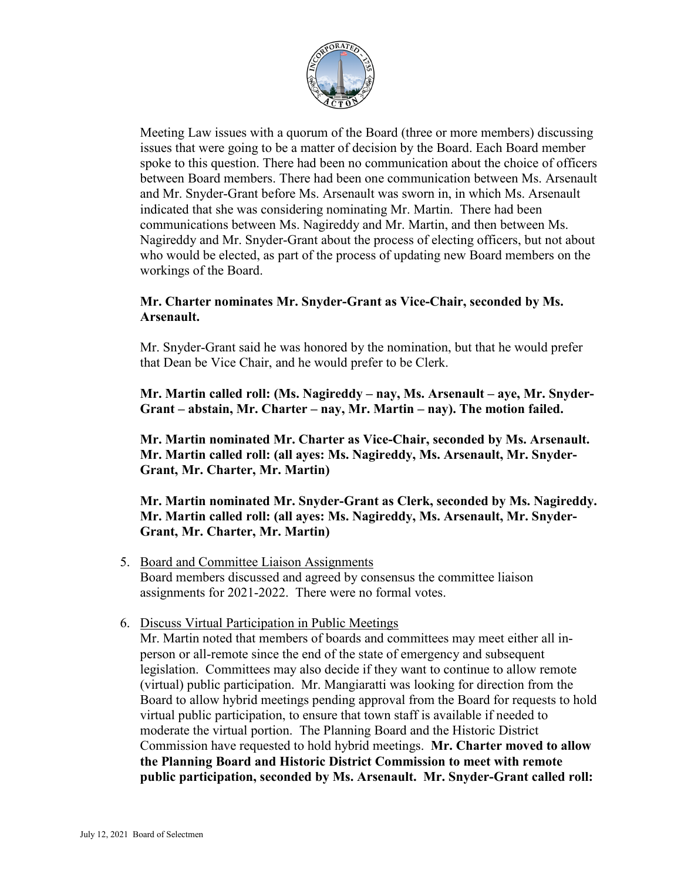Meeting Law issues with a quorum of the Board (three or more members) discussing issues that were going to be a matter of decision by the Board. Each Board member spoke to this question. There had been no communication about the choice of officers between Board members. There had been one communication between Ms. Arsenault and Mr. Snyder-Grant before Ms. Arsenault was sworn in, in which Ms. Arsenault indicated that she was considering nominating Mr. Martin. There had been communications between Ms. Nagireddy and Mr. Martin, and then between Ms. Nagireddy and Mr. Snyder-Grant about the process of electing officers, but not about who would be elected, as part of the process of updating new Board members on the workings of the Board.

**Mr. Charter nominates Mr. Snyder-Grant as Vice-Chair, seconded by Ms. Arsenault.**

Mr. Snyder-Grant said he was honored by the nomination, but that he would prefer that Dean be Vice Chair, and he would prefer to be Clerk.

**Mr. Martin called roll: (Ms. Nagireddy – nay, Ms. Arsenault – aye, Mr. Snyder-Grant – abstain, Mr. Charter – nay, Mr. Martin – nay). The motion failed.**

**Mr. Martin nominated Mr. Charter as Vice-Chair, seconded by Ms. Arsenault. Mr. Martin called roll: (all ayes: Ms. Nagireddy, Ms. Arsenault, Mr. Snyder-Grant, Mr. Charter, Mr. Martin)**

**Mr. Martin nominated Mr. Snyder-Grant as Clerk, seconded by Ms. Nagireddy. Mr. Martin called roll: (all ayes: Ms. Nagireddy, Ms. Arsenault, Mr. Snyder-Grant, Mr. Charter, Mr. Martin)**

5. Board and Committee Liaison Assignments
   Board members discussed and agreed by consensus the committee liaison assignments for 2021-2022. There were no formal votes.

6. Discuss Virtual Participation in Public Meetings
   Mr. Martin noted that members of boards and committees may meet either all in-person or all-remote since the end of the state of emergency and subsequent legislation. Committees may also decide if they want to continue to allow remote (virtual) public participation. Mr. Mangiaratti was looking for direction from the Board to allow hybrid meetings pending approval from the Board for requests to hold virtual public participation, to ensure that town staff is available if needed to moderate the virtual portion. The Planning Board and the Historic District Commission have requested to hold hybrid meetings. **Mr. Charter moved to allow the Planning Board and Historic District Commission to meet with remote public participation, seconded by Ms. Arsenault. Mr. Snyder-Grant called roll:**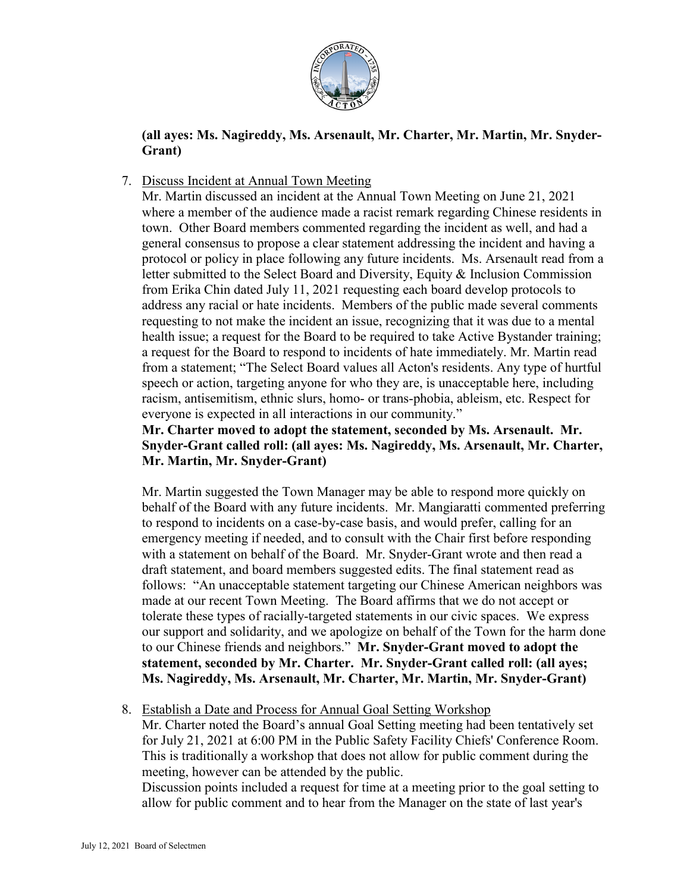**(all ayes: Ms. Nagireddy, Ms. Arsenault, Mr. Charter, Mr. Martin, Mr. Snyder-Grant)**

7. Discuss Incident at Annual Town Meeting

   Mr. Martin discussed an incident at the Annual Town Meeting on June 21, 2021 where a member of the audience made a racist remark regarding Chinese residents in town. Other Board members commented regarding the incident as well, and had a general consensus to propose a clear statement addressing the incident and having a protocol or policy in place following any future incidents. Ms. Arsenault read from a letter submitted to the Select Board and Diversity, Equity & Inclusion Commission from Erika Chin dated July 11, 2021 requesting each board develop protocols to address any racial or hate incidents. Members of the public made several comments requesting to not make the incident an issue, recognizing that it was due to a mental health issue; a request for the Board to be required to take Active Bystander training; a request for the Board to respond to incidents of hate immediately. Mr. Martin read from a statement; "The Select Board values all Acton's residents. Any type of hurtful speech or action, targeting anyone for who they are, is unacceptable here, including racism, antisemitism, ethnic slurs, homo- or trans-phobia, ableism, etc. Respect for everyone is expected in all interactions in our community."

   **Mr. Charter moved to adopt the statement, seconded by Ms. Arsenault. Mr. Snyder-Grant called roll: (all ayes: Ms. Nagireddy, Ms. Arsenault, Mr. Charter, Mr. Martin, Mr. Snyder-Grant)**

   Mr. Martin suggested the Town Manager may be able to respond more quickly on behalf of the Board with any future incidents. Mr. Mangiaratti commented preferring to respond to incidents on a case-by-case basis, and would prefer, calling for an emergency meeting if needed, and to consult with the Chair first before responding with a statement on behalf of the Board. Mr. Snyder-Grant wrote and then read a draft statement, and board members suggested edits. The final statement read as follows: "An unacceptable statement targeting our Chinese American neighbors was made at our recent Town Meeting. The Board affirms that we do not accept or tolerate these types of racially-targeted statements in our civic spaces. We express our support and solidarity, and we apologize on behalf of the Town for the harm done to our Chinese friends and neighbors." **Mr. Snyder-Grant moved to adopt the statement, seconded by Mr. Charter. Mr. Snyder-Grant called roll: (all ayes; Ms. Nagireddy, Ms. Arsenault, Mr. Charter, Mr. Martin, Mr. Snyder-Grant)**

8. Establish a Date and Process for Annual Goal Setting Workshop

   Mr. Charter noted the Board's annual Goal Setting meeting had been tentatively set for July 21, 2021 at 6:00 PM in the Public Safety Facility Chiefs' Conference Room. This is traditionally a workshop that does not allow for public comment during the meeting, however can be attended by the public.

   Discussion points included a request for time at a meeting prior to the goal setting to allow for public comment and to hear from the Manager on the state of last year's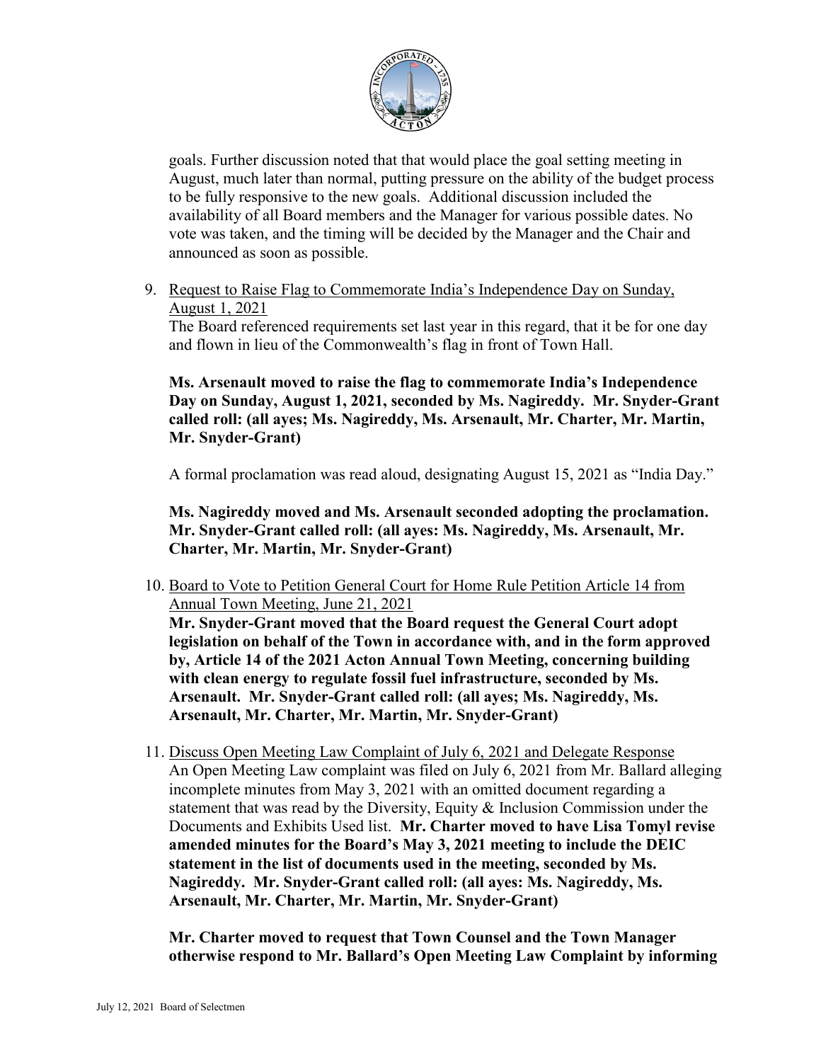goals. Further discussion noted that that would place the goal setting meeting in August, much later than normal, putting pressure on the ability of the budget process to be fully responsive to the new goals. Additional discussion included the availability of all Board members and the Manager for various possible dates. No vote was taken, and the timing will be decided by the Manager and the Chair and announced as soon as possible.

9. Request to Raise Flag to Commemorate India's Independence Day on Sunday, August 1, 2021

   The Board referenced requirements set last year in this regard, that it be for one day and flown in lieu of the Commonwealth's flag in front of Town Hall.

   **Ms. Arsenault moved to raise the flag to commemorate India's Independence Day on Sunday, August 1, 2021, seconded by Ms. Nagireddy. Mr. Snyder-Grant called roll: (all ayes; Ms. Nagireddy, Ms. Arsenault, Mr. Charter, Mr. Martin, Mr. Snyder-Grant)**

   A formal proclamation was read aloud, designating August 15, 2021 as "India Day."

   **Ms. Nagireddy moved and Ms. Arsenault seconded adopting the proclamation. Mr. Snyder-Grant called roll: (all ayes: Ms. Nagireddy, Ms. Arsenault, Mr. Charter, Mr. Martin, Mr. Snyder-Grant)**

10. Board to Vote to Petition General Court for Home Rule Petition Article 14 from Annual Town Meeting, June 21, 2021

    **Mr. Snyder-Grant moved that the Board request the General Court adopt legislation on behalf of the Town in accordance with, and in the form approved by, Article 14 of the 2021 Acton Annual Town Meeting, concerning building with clean energy to regulate fossil fuel infrastructure, seconded by Ms. Arsenault. Mr. Snyder-Grant called roll: (all ayes; Ms. Nagireddy, Ms. Arsenault, Mr. Charter, Mr. Martin, Mr. Snyder-Grant)**

11. Discuss Open Meeting Law Complaint of July 6, 2021 and Delegate Response

    An Open Meeting Law complaint was filed on July 6, 2021 from Mr. Ballard alleging incomplete minutes from May 3, 2021 with an omitted document regarding a statement that was read by the Diversity, Equity & Inclusion Commission under the Documents and Exhibits Used list. **Mr. Charter moved to have Lisa Tomyl revise amended minutes for the Board's May 3, 2021 meeting to include the DEIC statement in the list of documents used in the meeting, seconded by Ms. Nagireddy. Mr. Snyder-Grant called roll: (all ayes: Ms. Nagireddy, Ms. Arsenault, Mr. Charter, Mr. Martin, Mr. Snyder-Grant)**

    **Mr. Charter moved to request that Town Counsel and the Town Manager otherwise respond to Mr. Ballard's Open Meeting Law Complaint by informing**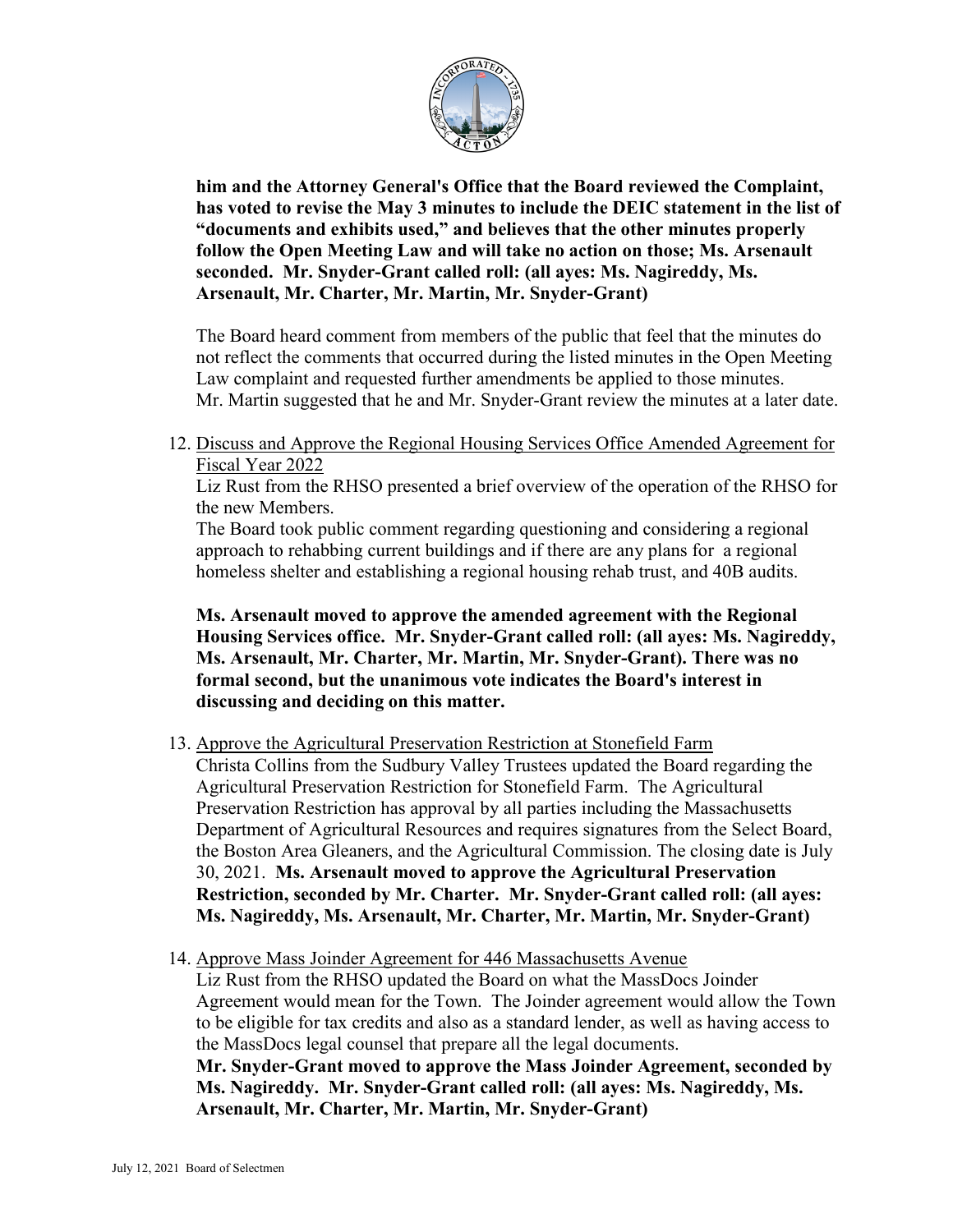**him and the Attorney General's Office that the Board reviewed the Complaint, has voted to revise the May 3 minutes to include the DEIC statement in the list of "documents and exhibits used," and believes that the other minutes properly follow the Open Meeting Law and will take no action on those; Ms. Arsenault seconded. Mr. Snyder-Grant called roll: (all ayes: Ms. Nagireddy, Ms. Arsenault, Mr. Charter, Mr. Martin, Mr. Snyder-Grant)**

The Board heard comment from members of the public that feel that the minutes do not reflect the comments that occurred during the listed minutes in the Open Meeting Law complaint and requested further amendments be applied to those minutes. Mr. Martin suggested that he and Mr. Snyder-Grant review the minutes at a later date.

12. Discuss and Approve the Regional Housing Services Office Amended Agreement for Fiscal Year 2022

    Liz Rust from the RHSO presented a brief overview of the operation of the RHSO for the new Members.

    The Board took public comment regarding questioning and considering a regional approach to rehabbing current buildings and if there are any plans for a regional homeless shelter and establishing a regional housing rehab trust, and 40B audits.

    **Ms. Arsenault moved to approve the amended agreement with the Regional Housing Services office. Mr. Snyder-Grant called roll: (all ayes: Ms. Nagireddy, Ms. Arsenault, Mr. Charter, Mr. Martin, Mr. Snyder-Grant). There was no formal second, but the unanimous vote indicates the Board's interest in discussing and deciding on this matter.**

13. Approve the Agricultural Preservation Restriction at Stonefield Farm

    Christa Collins from the Sudbury Valley Trustees updated the Board regarding the Agricultural Preservation Restriction for Stonefield Farm. The Agricultural Preservation Restriction has approval by all parties including the Massachusetts Department of Agricultural Resources and requires signatures from the Select Board, the Boston Area Gleaners, and the Agricultural Commission. The closing date is July 30, 2021. **Ms. Arsenault moved to approve the Agricultural Preservation Restriction, seconded by Mr. Charter. Mr. Snyder-Grant called roll: (all ayes: Ms. Nagireddy, Ms. Arsenault, Mr. Charter, Mr. Martin, Mr. Snyder-Grant)**

14. Approve Mass Joinder Agreement for 446 Massachusetts Avenue

    Liz Rust from the RHSO updated the Board on what the MassDocs Joinder Agreement would mean for the Town. The Joinder agreement would allow the Town to be eligible for tax credits and also as a standard lender, as well as having access to the MassDocs legal counsel that prepare all the legal documents.

    **Mr. Snyder-Grant moved to approve the Mass Joinder Agreement, seconded by Ms. Nagireddy. Mr. Snyder-Grant called roll: (all ayes: Ms. Nagireddy, Ms. Arsenault, Mr. Charter, Mr. Martin, Mr. Snyder-Grant)**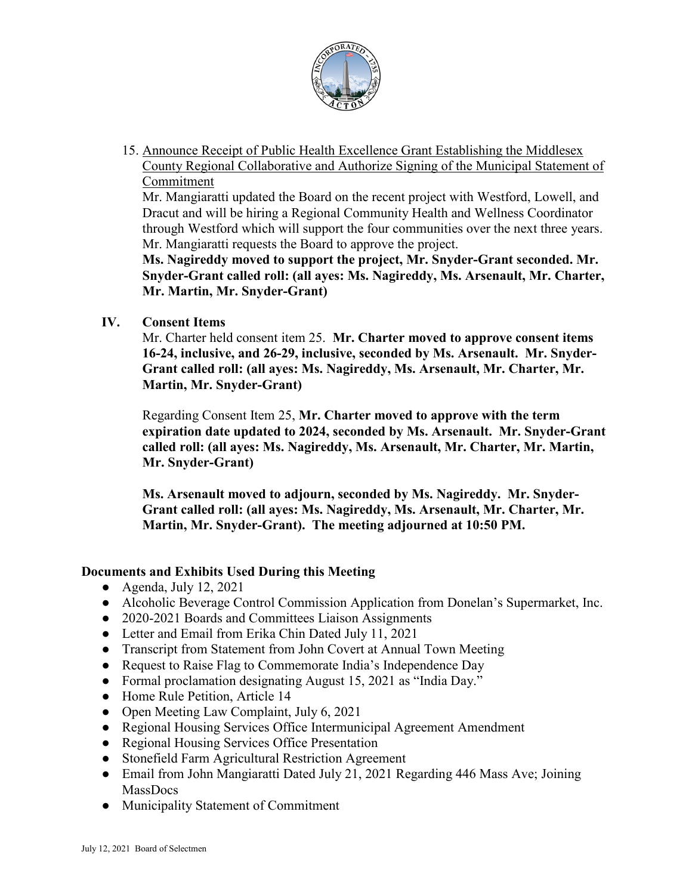15. Announce Receipt of Public Health Excellence Grant Establishing the Middlesex County Regional Collaborative and Authorize Signing of the Municipal Statement of Commitment
    Mr. Mangiaratti updated the Board on the recent project with Westford, Lowell, and Dracut and will be hiring a Regional Community Health and Wellness Coordinator through Westford which will support the four communities over the next three years. Mr. Mangiaratti requests the Board to approve the project.
    **Ms. Nagireddy moved to support the project, Mr. Snyder-Grant seconded. Mr. Snyder-Grant called roll: (all ayes: Ms. Nagireddy, Ms. Arsenault, Mr. Charter, Mr. Martin, Mr. Snyder-Grant)**

## IV. Consent Items

Mr. Charter held consent item 25. **Mr. Charter moved to approve consent items 16-24, inclusive, and 26-29, inclusive, seconded by Ms. Arsenault. Mr. Snyder-Grant called roll: (all ayes: Ms. Nagireddy, Ms. Arsenault, Mr. Charter, Mr. Martin, Mr. Snyder-Grant)**

Regarding Consent Item 25, **Mr. Charter moved to approve with the term expiration date updated to 2024, seconded by Ms. Arsenault. Mr. Snyder-Grant called roll: (all ayes: Ms. Nagireddy, Ms. Arsenault, Mr. Charter, Mr. Martin, Mr. Snyder-Grant)**

**Ms. Arsenault moved to adjourn, seconded by Ms. Nagireddy. Mr. Snyder-Grant called roll: (all ayes: Ms. Nagireddy, Ms. Arsenault, Mr. Charter, Mr. Martin, Mr. Snyder-Grant). The meeting adjourned at 10:50 PM.**

### Documents and Exhibits Used During this Meeting

- Agenda, July 12, 2021
- Alcoholic Beverage Control Commission Application from Donelan's Supermarket, Inc.
- 2020-2021 Boards and Committees Liaison Assignments
- Letter and Email from Erika Chin Dated July 11, 2021
- Transcript from Statement from John Covert at Annual Town Meeting
- Request to Raise Flag to Commemorate India's Independence Day
- Formal proclamation designating August 15, 2021 as "India Day."
- Home Rule Petition, Article 14
- Open Meeting Law Complaint, July 6, 2021
- Regional Housing Services Office Intermunicipal Agreement Amendment
- Regional Housing Services Office Presentation
- Stonefield Farm Agricultural Restriction Agreement
- Email from John Mangiaratti Dated July 21, 2021 Regarding 446 Mass Ave; Joining MassDocs
- Municipality Statement of Commitment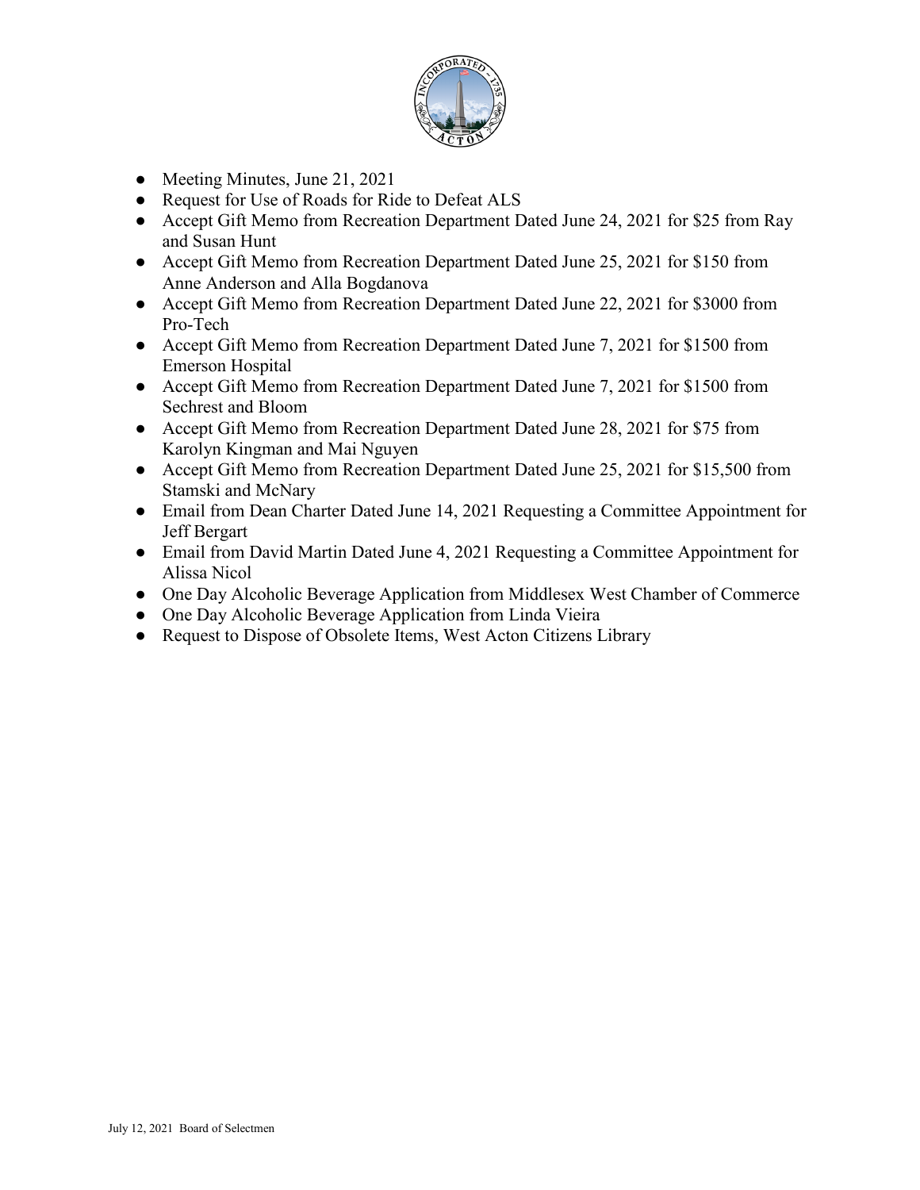- Meeting Minutes, June 21, 2021
- Request for Use of Roads for Ride to Defeat ALS
- Accept Gift Memo from Recreation Department Dated June 24, 2021 for $25 from Ray and Susan Hunt
- Accept Gift Memo from Recreation Department Dated June 25, 2021 for $150 from Anne Anderson and Alla Bogdanova
- Accept Gift Memo from Recreation Department Dated June 22, 2021 for $3000 from Pro-Tech
- Accept Gift Memo from Recreation Department Dated June 7, 2021 for $1500 from Emerson Hospital
- Accept Gift Memo from Recreation Department Dated June 7, 2021 for $1500 from Sechrest and Bloom
- Accept Gift Memo from Recreation Department Dated June 28, 2021 for $75 from Karolyn Kingman and Mai Nguyen
- Accept Gift Memo from Recreation Department Dated June 25, 2021 for $15,500 from Stamski and McNary
- Email from Dean Charter Dated June 14, 2021 Requesting a Committee Appointment for Jeff Bergart
- Email from David Martin Dated June 4, 2021 Requesting a Committee Appointment for Alissa Nicol
- One Day Alcoholic Beverage Application from Middlesex West Chamber of Commerce
- One Day Alcoholic Beverage Application from Linda Vieira
- Request to Dispose of Obsolete Items, West Acton Citizens Library